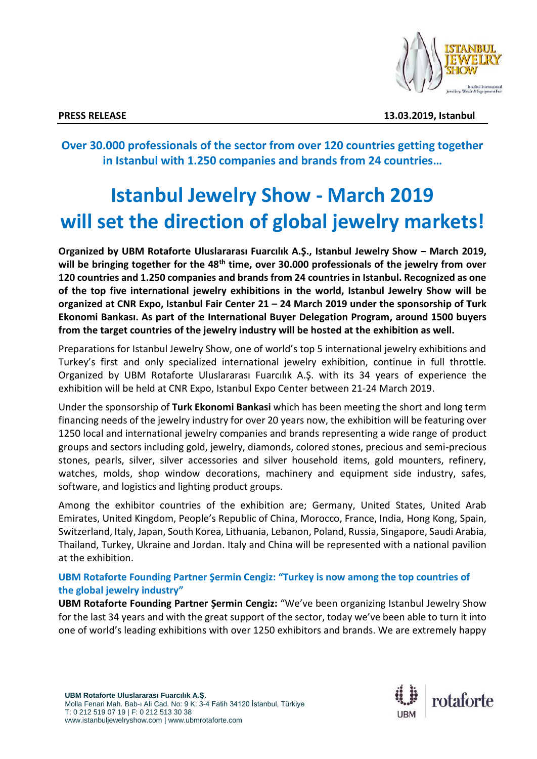**PRESS RELEASE** **13.03.2019, Istanbul**

## Over 30.000 professionals of the sector from over 120 countries getting together in Istanbul with 1.250 companies and brands from 24 countries…

# Istanbul Jewelry Show - March 2019 will set the direction of global jewelry markets!

**Organized by UBM Rotaforte Uluslararası Fuarcılık A.Ş., Istanbul Jewelry Show – March 2019, will be bringing together for the 48th time, over 30.000 professionals of the jewelry from over 120 countries and 1.250 companies and brands from 24 countries in Istanbul. Recognized as one of the top five international jewelry exhibitions in the world, Istanbul Jewelry Show will be organized at CNR Expo, Istanbul Fair Center 21 – 24 March 2019 under the sponsorship of Turk Ekonomi Bankası. As part of the International Buyer Delegation Program, around 1500 buyers from the target countries of the jewelry industry will be hosted at the exhibition as well.**

Preparations for Istanbul Jewelry Show, one of world's top 5 international jewelry exhibitions and Turkey's first and only specialized international jewelry exhibition, continue in full throttle. Organized by UBM Rotaforte Uluslararası Fuarcılık A.Ş. with its 34 years of experience the exhibition will be held at CNR Expo, Istanbul Expo Center between 21-24 March 2019.

Under the sponsorship of **Turk Ekonomi Bankasi** which has been meeting the short and long term financing needs of the jewelry industry for over 20 years now, the exhibition will be featuring over 1250 local and international jewelry companies and brands representing a wide range of product groups and sectors including gold, jewelry, diamonds, colored stones, precious and semi-precious stones, pearls, silver, silver accessories and silver household items, gold mounters, refinery, watches, molds, shop window decorations, machinery and equipment side industry, safes, software, and logistics and lighting product groups.

Among the exhibitor countries of the exhibition are; Germany, United States, United Arab Emirates, United Kingdom, People's Republic of China, Morocco, France, India, Hong Kong, Spain, Switzerland, Italy, Japan, South Korea, Lithuania, Lebanon, Poland, Russia, Singapore, Saudi Arabia, Thailand, Turkey, Ukraine and Jordan. Italy and China will be represented with a national pavilion at the exhibition.

### UBM Rotaforte Founding Partner Şermin Cengiz: "Turkey is now among the top countries of the global jewelry industry"

**UBM Rotaforte Founding Partner Şermin Cengiz:** "We've been organizing Istanbul Jewelry Show for the last 34 years and with the great support of the sector, today we've been able to turn it into one of world's leading exhibitions with over 1250 exhibitors and brands. We are extremely happy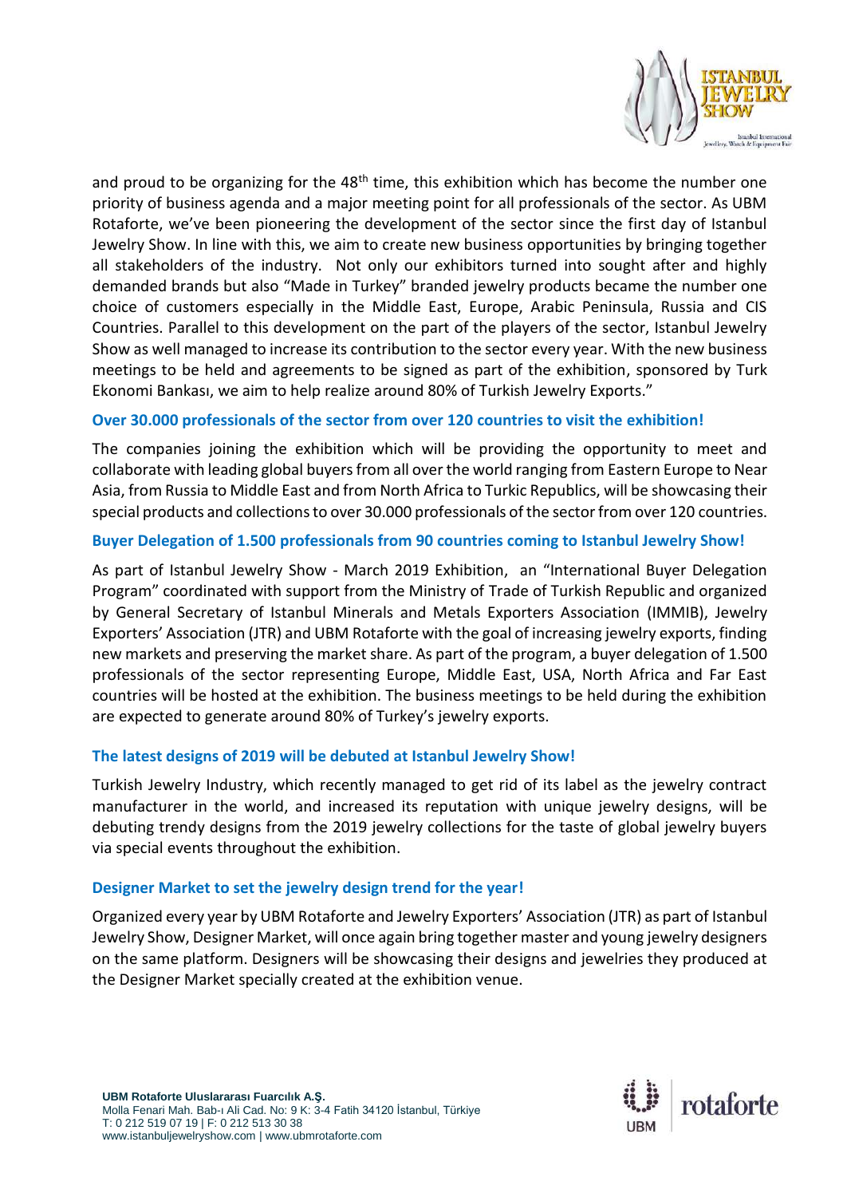and proud to be organizing for the 48th time, this exhibition which has become the number one priority of business agenda and a major meeting point for all professionals of the sector. As UBM Rotaforte, we've been pioneering the development of the sector since the first day of Istanbul Jewelry Show. In line with this, we aim to create new business opportunities by bringing together all stakeholders of the industry. Not only our exhibitors turned into sought after and highly demanded brands but also "Made in Turkey" branded jewelry products became the number one choice of customers especially in the Middle East, Europe, Arabic Peninsula, Russia and CIS Countries. Parallel to this development on the part of the players of the sector, Istanbul Jewelry Show as well managed to increase its contribution to the sector every year. With the new business meetings to be held and agreements to be signed as part of the exhibition, sponsored by Turk Ekonomi Bankası, we aim to help realize around 80% of Turkish Jewelry Exports."

### Over 30.000 professionals of the sector from over 120 countries to visit the exhibition!

The companies joining the exhibition which will be providing the opportunity to meet and collaborate with leading global buyers from all over the world ranging from Eastern Europe to Near Asia, from Russia to Middle East and from North Africa to Turkic Republics, will be showcasing their special products and collections to over 30.000 professionals of the sector from over 120 countries.

### Buyer Delegation of 1.500 professionals from 90 countries coming to Istanbul Jewelry Show!

As part of Istanbul Jewelry Show - March 2019 Exhibition, an "International Buyer Delegation Program" coordinated with support from the Ministry of Trade of Turkish Republic and organized by General Secretary of Istanbul Minerals and Metals Exporters Association (IMMIB), Jewelry Exporters' Association (JTR) and UBM Rotaforte with the goal of increasing jewelry exports, finding new markets and preserving the market share. As part of the program, a buyer delegation of 1.500 professionals of the sector representing Europe, Middle East, USA, North Africa and Far East countries will be hosted at the exhibition. The business meetings to be held during the exhibition are expected to generate around 80% of Turkey's jewelry exports.

### The latest designs of 2019 will be debuted at Istanbul Jewelry Show!

Turkish Jewelry Industry, which recently managed to get rid of its label as the jewelry contract manufacturer in the world, and increased its reputation with unique jewelry designs, will be debuting trendy designs from the 2019 jewelry collections for the taste of global jewelry buyers via special events throughout the exhibition.

### Designer Market to set the jewelry design trend for the year!

Organized every year by UBM Rotaforte and Jewelry Exporters' Association (JTR) as part of Istanbul Jewelry Show, Designer Market, will once again bring together master and young jewelry designers on the same platform. Designers will be showcasing their designs and jewelries they produced at the Designer Market specially created at the exhibition venue.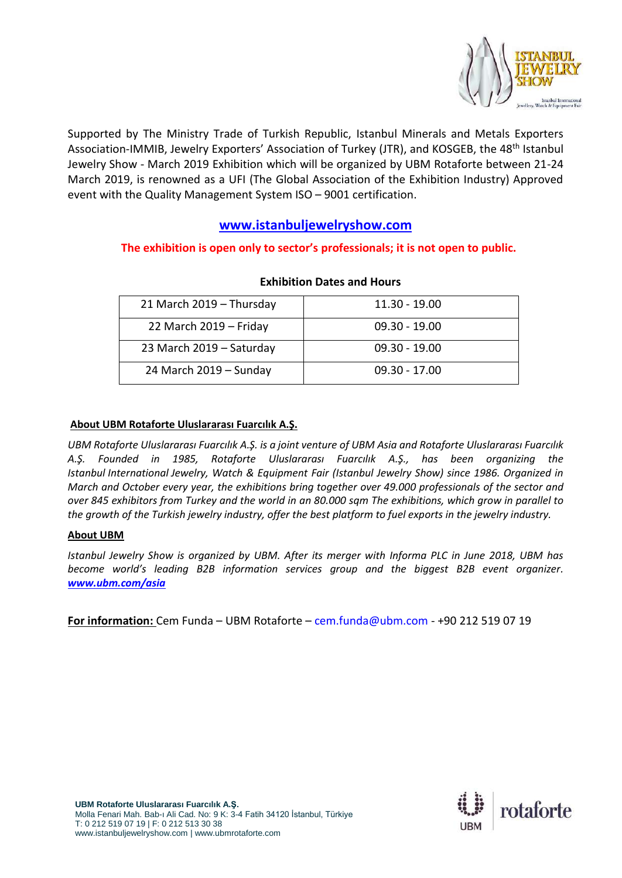Supported by The Ministry Trade of Turkish Republic, Istanbul Minerals and Metals Exporters Association-IMMIB, Jewelry Exporters' Association of Turkey (JTR), and KOSGEB, the 48th Istanbul Jewelry Show - March 2019 Exhibition which will be organized by UBM Rotaforte between 21-24 March 2019, is renowned as a UFI (The Global Association of the Exhibition Industry) Approved event with the Quality Management System ISO – 9001 certification.

**www.istanbuljewelryshow.com**

**The exhibition is open only to sector's professionals; it is not open to public.**

**Exhibition Dates and Hours**

| | |
|---|---|
| 21 March 2019 – Thursday | 11.30 - 19.00 |
| 22 March 2019 – Friday | 09.30 - 19.00 |
| 23 March 2019 – Saturday | 09.30 - 19.00 |
| 24 March 2019 – Sunday | 09.30 - 17.00 |

**About UBM Rotaforte Uluslararası Fuarcılık A.Ş.**

*UBM Rotaforte Uluslararası Fuarcılık A.Ş. is a joint venture of UBM Asia and Rotaforte Uluslararası Fuarcılık A.Ş. Founded in 1985, Rotaforte Uluslararası Fuarcılık A.Ş., has been organizing the Istanbul International Jewelry, Watch & Equipment Fair (Istanbul Jewelry Show) since 1986. Organized in March and October every year, the exhibitions bring together over 49.000 professionals of the sector and over 845 exhibitors from Turkey and the world in an 80.000 sqm The exhibitions, which grow in parallel to the growth of the Turkish jewelry industry, offer the best platform to fuel exports in the jewelry industry.*

**About UBM**

*Istanbul Jewelry Show is organized by UBM. After its merger with Informa PLC in June 2018, UBM has become world's leading B2B information services group and the biggest B2B event organizer.* ***www.ubm.com/asia***

**For information:** Cem Funda – UBM Rotaforte – cem.funda@ubm.com - +90 212 519 07 19

**UBM Rotaforte Uluslararası Fuarcılık A.Ş.**
Molla Fenari Mah. Bab-ı Ali Cad. No: 9 K: 3-4 Fatih 34120 İstanbul, Türkiye
T: 0 212 519 07 19 | F: 0 212 513 30 38
www.istanbuljewelryshow.com | www.ubmrotaforte.com